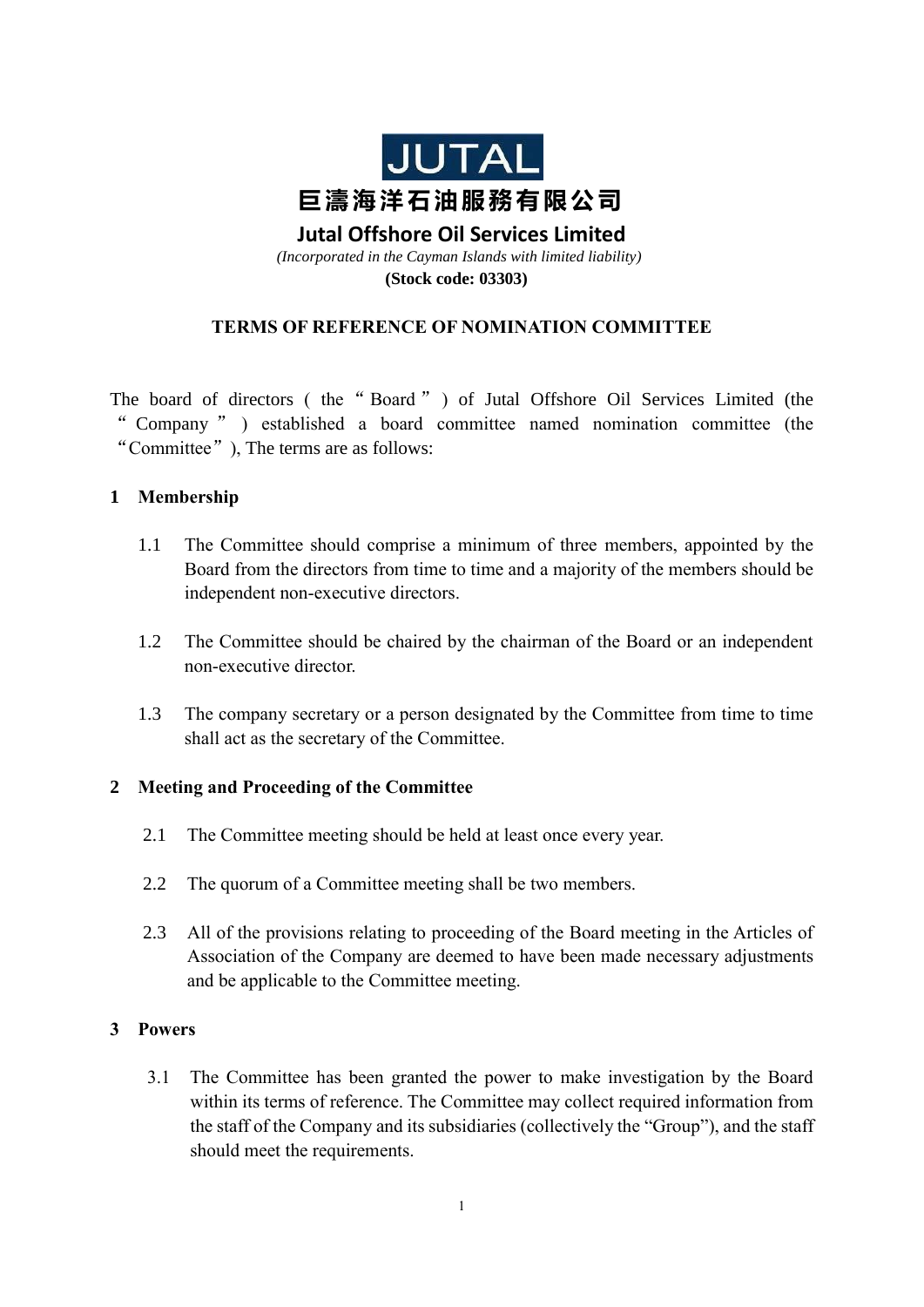JUTAL

# 巨濤海洋石油服務有限公司

# Jutal Offshore Oil Services Limited

*(Incorporated in the Cayman Islands with limited liability)*

**(Stock code: 03303)**

## TERMS OF REFERENCE OF NOMINATION COMMITTEE

The board of directors (the "Board") of Jutal Offshore Oil Services Limited (the "Company") established a board committee named nomination committee (the "Committee"), The terms are as follows:

### 1 Membership

1.1 The Committee should comprise a minimum of three members, appointed by the Board from the directors from time to time and a majority of the members should be independent non-executive directors.

1.2 The Committee should be chaired by the chairman of the Board or an independent non-executive director.

1.3 The company secretary or a person designated by the Committee from time to time shall act as the secretary of the Committee.

### 2 Meeting and Proceeding of the Committee

2.1 The Committee meeting should be held at least once every year.

2.2 The quorum of a Committee meeting shall be two members.

2.3 All of the provisions relating to proceeding of the Board meeting in the Articles of Association of the Company are deemed to have been made necessary adjustments and be applicable to the Committee meeting.

### 3 Powers

3.1 The Committee has been granted the power to make investigation by the Board within its terms of reference. The Committee may collect required information from the staff of the Company and its subsidiaries (collectively the "Group"), and the staff should meet the requirements.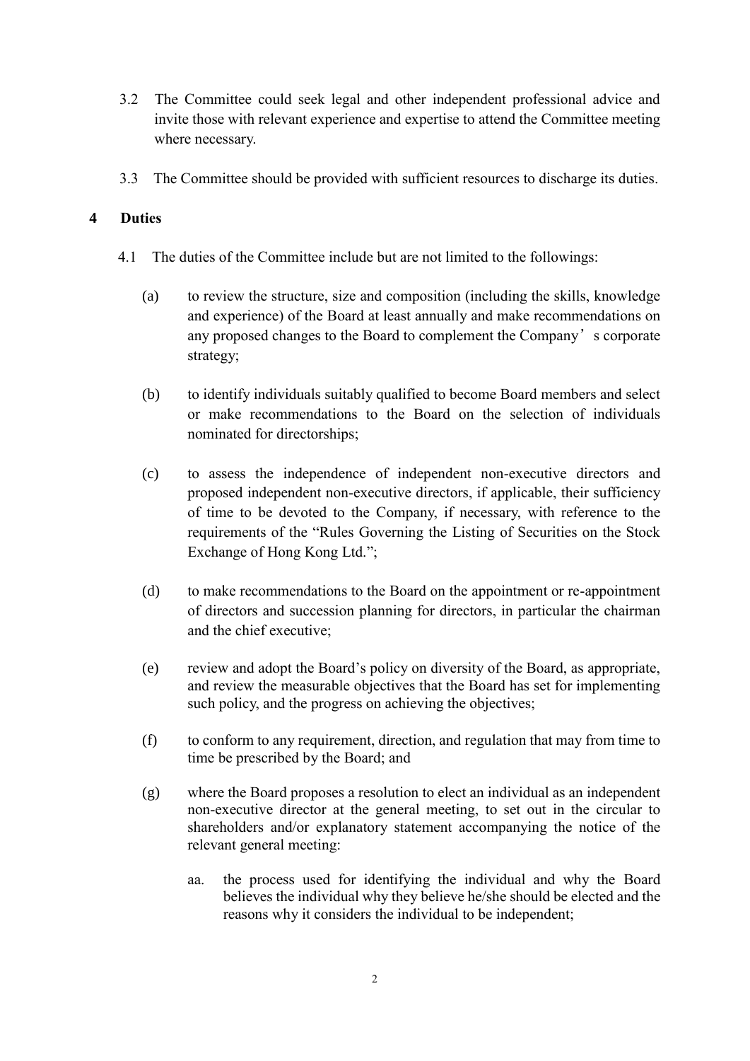3.2 The Committee could seek legal and other independent professional advice and invite those with relevant experience and expertise to attend the Committee meeting where necessary.

3.3 The Committee should be provided with sufficient resources to discharge its duties.

## 4 Duties

4.1 The duties of the Committee include but are not limited to the followings:

(a) to review the structure, size and composition (including the skills, knowledge and experience) of the Board at least annually and make recommendations on any proposed changes to the Board to complement the Company's corporate strategy;

(b) to identify individuals suitably qualified to become Board members and select or make recommendations to the Board on the selection of individuals nominated for directorships;

(c) to assess the independence of independent non-executive directors and proposed independent non-executive directors, if applicable, their sufficiency of time to be devoted to the Company, if necessary, with reference to the requirements of the "Rules Governing the Listing of Securities on the Stock Exchange of Hong Kong Ltd.";

(d) to make recommendations to the Board on the appointment or re-appointment of directors and succession planning for directors, in particular the chairman and the chief executive;

(e) review and adopt the Board's policy on diversity of the Board, as appropriate, and review the measurable objectives that the Board has set for implementing such policy, and the progress on achieving the objectives;

(f) to conform to any requirement, direction, and regulation that may from time to time be prescribed by the Board; and

(g) where the Board proposes a resolution to elect an individual as an independent non-executive director at the general meeting, to set out in the circular to shareholders and/or explanatory statement accompanying the notice of the relevant general meeting:

aa. the process used for identifying the individual and why the Board believes the individual why they believe he/she should be elected and the reasons why it considers the individual to be independent;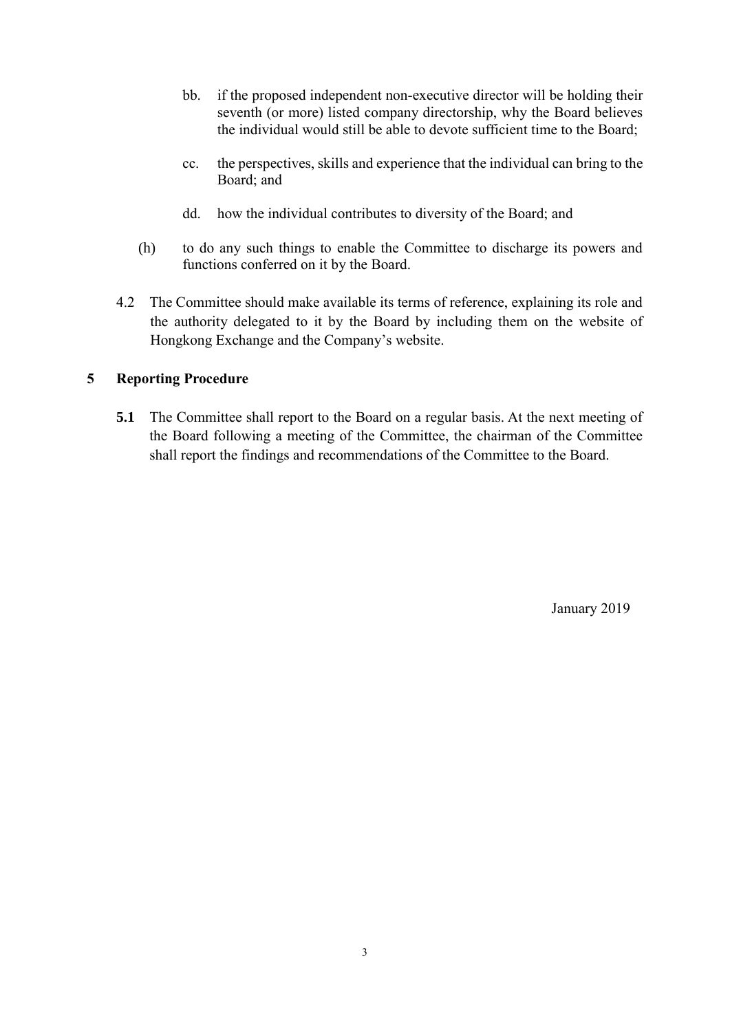bb. if the proposed independent non-executive director will be holding their seventh (or more) listed company directorship, why the Board believes the individual would still be able to devote sufficient time to the Board;

cc. the perspectives, skills and experience that the individual can bring to the Board; and

dd. how the individual contributes to diversity of the Board; and

(h) to do any such things to enable the Committee to discharge its powers and functions conferred on it by the Board.

4.2 The Committee should make available its terms of reference, explaining its role and the authority delegated to it by the Board by including them on the website of Hongkong Exchange and the Company's website.

## 5 Reporting Procedure

**5.1** The Committee shall report to the Board on a regular basis. At the next meeting of the Board following a meeting of the Committee, the chairman of the Committee shall report the findings and recommendations of the Committee to the Board.

January 2019